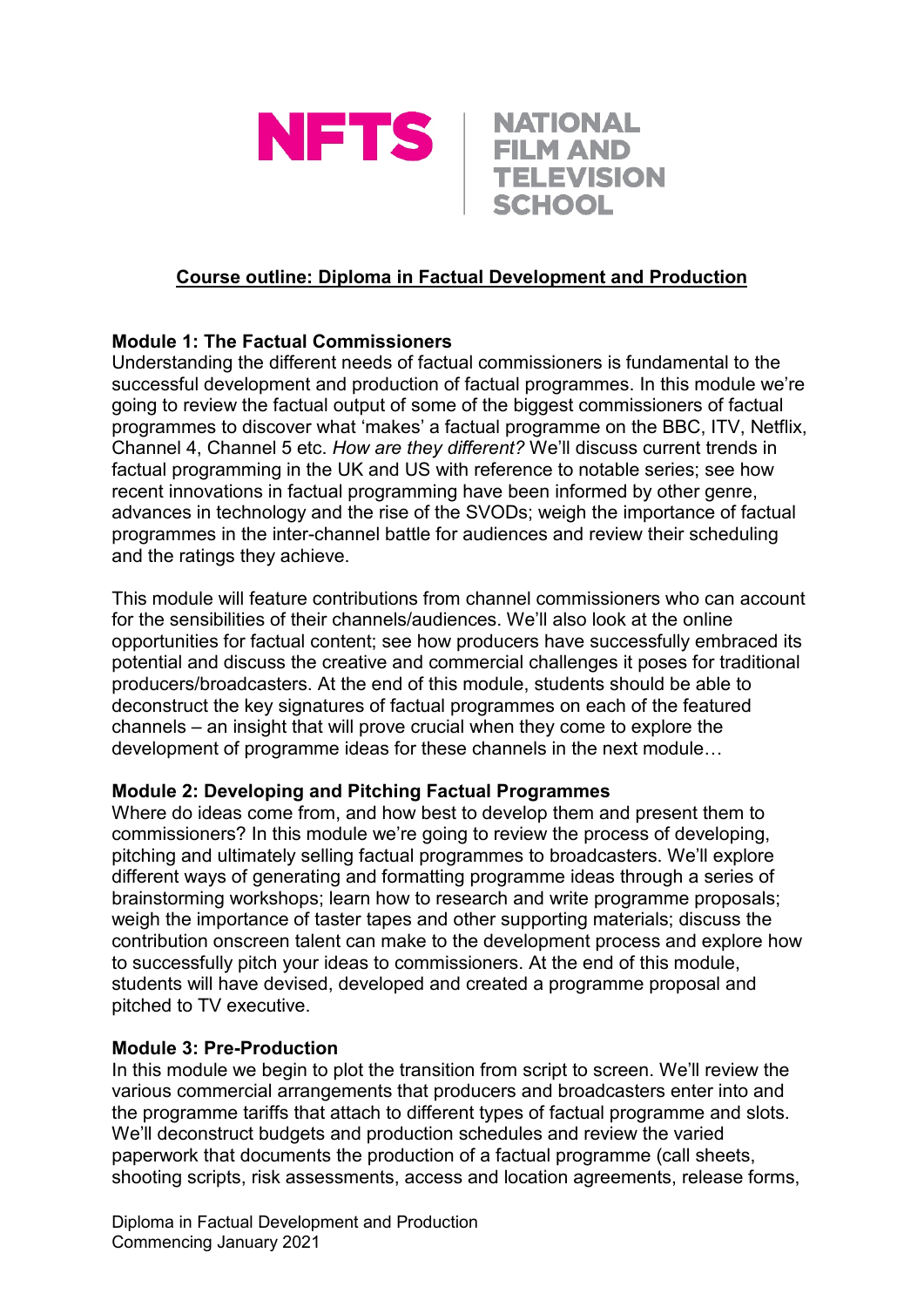NFTS | NATIONAL FILM AND TELEVISION SCHOOL

## Course outline: Diploma in Factual Development and Production

**Module 1: The Factual Commissioners**

Understanding the different needs of factual commissioners is fundamental to the successful development and production of factual programmes. In this module we're going to review the factual output of some of the biggest commissioners of factual programmes to discover what 'makes' a factual programme on the BBC, ITV, Netflix, Channel 4, Channel 5 etc. *How are they different?* We'll discuss current trends in factual programming in the UK and US with reference to notable series; see how recent innovations in factual programming have been informed by other genre, advances in technology and the rise of the SVODs; weigh the importance of factual programmes in the inter-channel battle for audiences and review their scheduling and the ratings they achieve.

This module will feature contributions from channel commissioners who can account for the sensibilities of their channels/audiences. We'll also look at the online opportunities for factual content; see how producers have successfully embraced its potential and discuss the creative and commercial challenges it poses for traditional producers/broadcasters. At the end of this module, students should be able to deconstruct the key signatures of factual programmes on each of the featured channels – an insight that will prove crucial when they come to explore the development of programme ideas for these channels in the next module…

**Module 2: Developing and Pitching Factual Programmes**

Where do ideas come from, and how best to develop them and present them to commissioners? In this module we're going to review the process of developing, pitching and ultimately selling factual programmes to broadcasters. We'll explore different ways of generating and formatting programme ideas through a series of brainstorming workshops; learn how to research and write programme proposals; weigh the importance of taster tapes and other supporting materials; discuss the contribution onscreen talent can make to the development process and explore how to successfully pitch your ideas to commissioners. At the end of this module, students will have devised, developed and created a programme proposal and pitched to TV executive.

**Module 3: Pre-Production**

In this module we begin to plot the transition from script to screen. We'll review the various commercial arrangements that producers and broadcasters enter into and the programme tariffs that attach to different types of factual programme and slots. We'll deconstruct budgets and production schedules and review the varied paperwork that documents the production of a factual programme (call sheets, shooting scripts, risk assessments, access and location agreements, release forms,

Diploma in Factual Development and Production
Commencing January 2021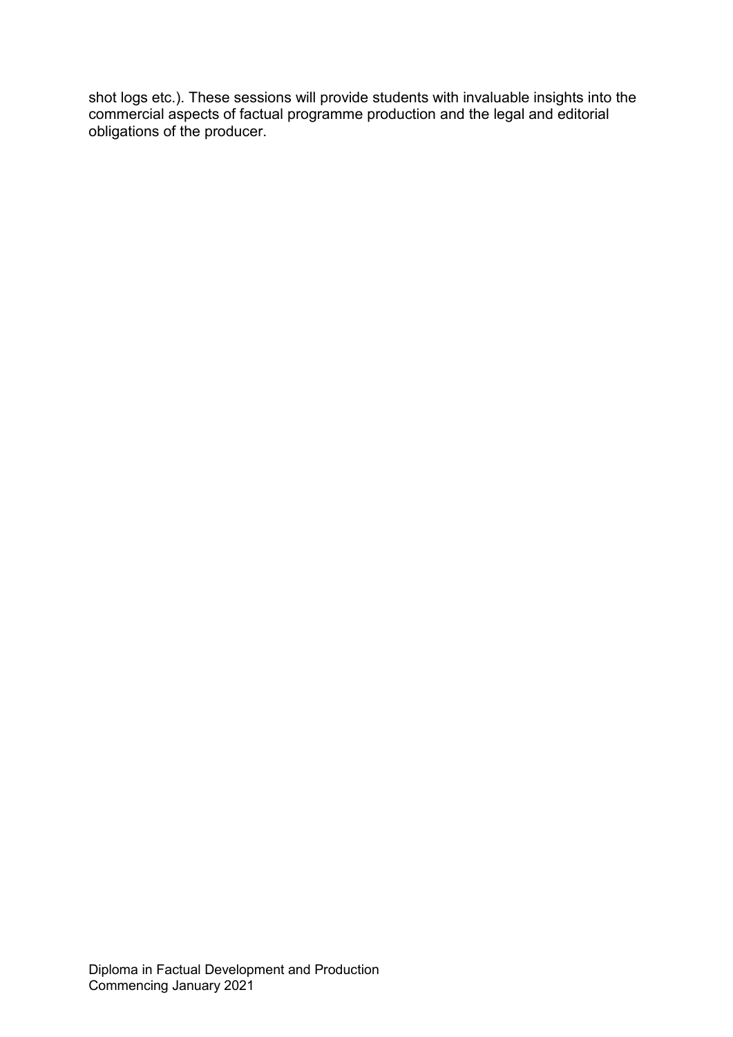shot logs etc.). These sessions will provide students with invaluable insights into the commercial aspects of factual programme production and the legal and editorial obligations of the producer.